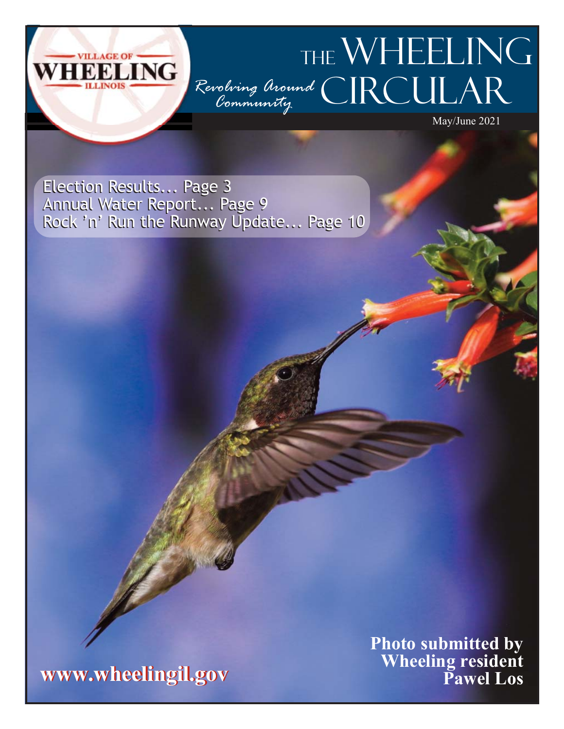VILLAGE OF
WHEELING
ILLINOIS

# The Wheeling Circular

*Revolving Around Community*

May/June 2021

Election Results... Page 3
Annual Water Report... Page 9
Rock 'n' Run the Runway Update... Page 10

**Photo submitted by Wheeling resident Pawel Los**

**www.wheelingil.gov**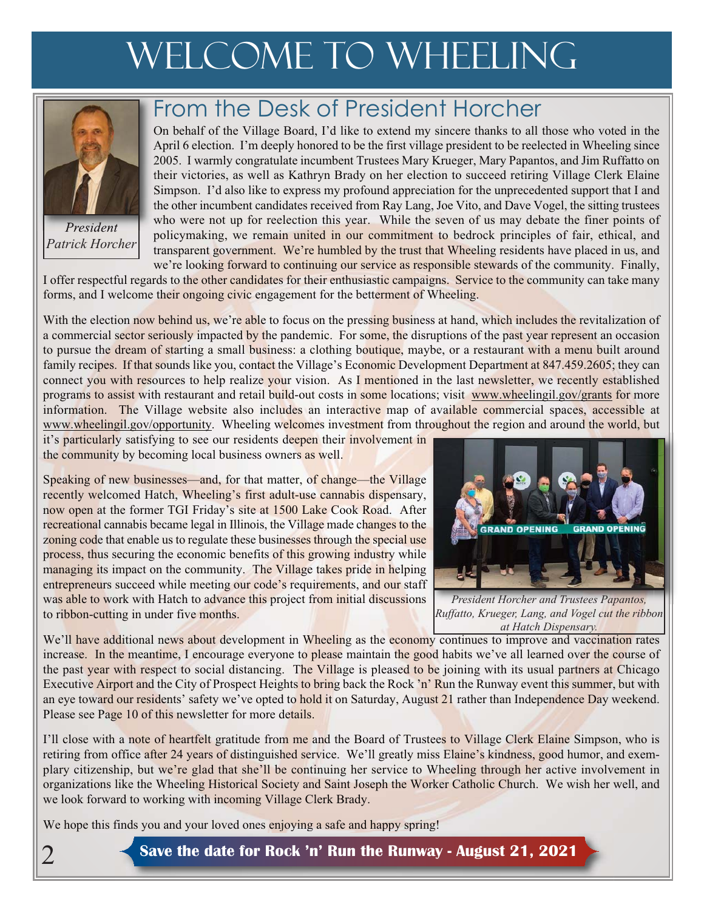# Welcome to Wheeling

## From the Desk of President Horcher

*President Patrick Horcher*

On behalf of the Village Board, I'd like to extend my sincere thanks to all those who voted in the April 6 election. I'm deeply honored to be the first village president to be reelected in Wheeling since 2005. I warmly congratulate incumbent Trustees Mary Krueger, Mary Papantos, and Jim Ruffatto on their victories, as well as Kathryn Brady on her election to succeed retiring Village Clerk Elaine Simpson. I'd also like to express my profound appreciation for the unprecedented support that I and the other incumbent candidates received from Ray Lang, Joe Vito, and Dave Vogel, the sitting trustees who were not up for reelection this year. While the seven of us may debate the finer points of policymaking, we remain united in our commitment to bedrock principles of fair, ethical, and transparent government. We're humbled by the trust that Wheeling residents have placed in us, and we're looking forward to continuing our service as responsible stewards of the community. Finally, I offer respectful regards to the other candidates for their enthusiastic campaigns. Service to the community can take many forms, and I welcome their ongoing civic engagement for the betterment of Wheeling.

With the election now behind us, we're able to focus on the pressing business at hand, which includes the revitalization of a commercial sector seriously impacted by the pandemic. For some, the disruptions of the past year represent an occasion to pursue the dream of starting a small business: a clothing boutique, maybe, or a restaurant with a menu built around family recipes. If that sounds like you, contact the Village's Economic Development Department at 847.459.2605; they can connect you with resources to help realize your vision. As I mentioned in the last newsletter, we recently established programs to assist with restaurant and retail build-out costs in some locations; visit www.wheelingil.gov/grants for more information. The Village website also includes an interactive map of available commercial spaces, accessible at www.wheelingil.gov/opportunity. Wheeling welcomes investment from throughout the region and around the world, but it's particularly satisfying to see our residents deepen their involvement in the community by becoming local business owners as well.

Speaking of new businesses—and, for that matter, of change—the Village recently welcomed Hatch, Wheeling's first adult-use cannabis dispensary, now open at the former TGI Friday's site at 1500 Lake Cook Road. After recreational cannabis became legal in Illinois, the Village made changes to the zoning code that enable us to regulate these businesses through the special use process, thus securing the economic benefits of this growing industry while managing its impact on the community. The Village takes pride in helping entrepreneurs succeed while meeting our code's requirements, and our staff was able to work with Hatch to advance this project from initial discussions to ribbon-cutting in under five months.

*President Horcher and Trustees Papantos, Ruffatto, Krueger, Lang, and Vogel cut the ribbon at Hatch Dispensary.*

We'll have additional news about development in Wheeling as the economy continues to improve and vaccination rates increase. In the meantime, I encourage everyone to please maintain the good habits we've all learned over the course of the past year with respect to social distancing. The Village is pleased to be joining with its usual partners at Chicago Executive Airport and the City of Prospect Heights to bring back the Rock 'n' Run the Runway event this summer, but with an eye toward our residents' safety we've opted to hold it on Saturday, August 21 rather than Independence Day weekend. Please see Page 10 of this newsletter for more details.

I'll close with a note of heartfelt gratitude from me and the Board of Trustees to Village Clerk Elaine Simpson, who is retiring from office after 24 years of distinguished service. We'll greatly miss Elaine's kindness, good humor, and exemplary citizenship, but we're glad that she'll be continuing her service to Wheeling through her active involvement in organizations like the Wheeling Historical Society and Saint Joseph the Worker Catholic Church. We wish her well, and we look forward to working with incoming Village Clerk Brady.

We hope this finds you and your loved ones enjoying a safe and happy spring!

**Save the date for Rock 'n' Run the Runway - August 21, 2021**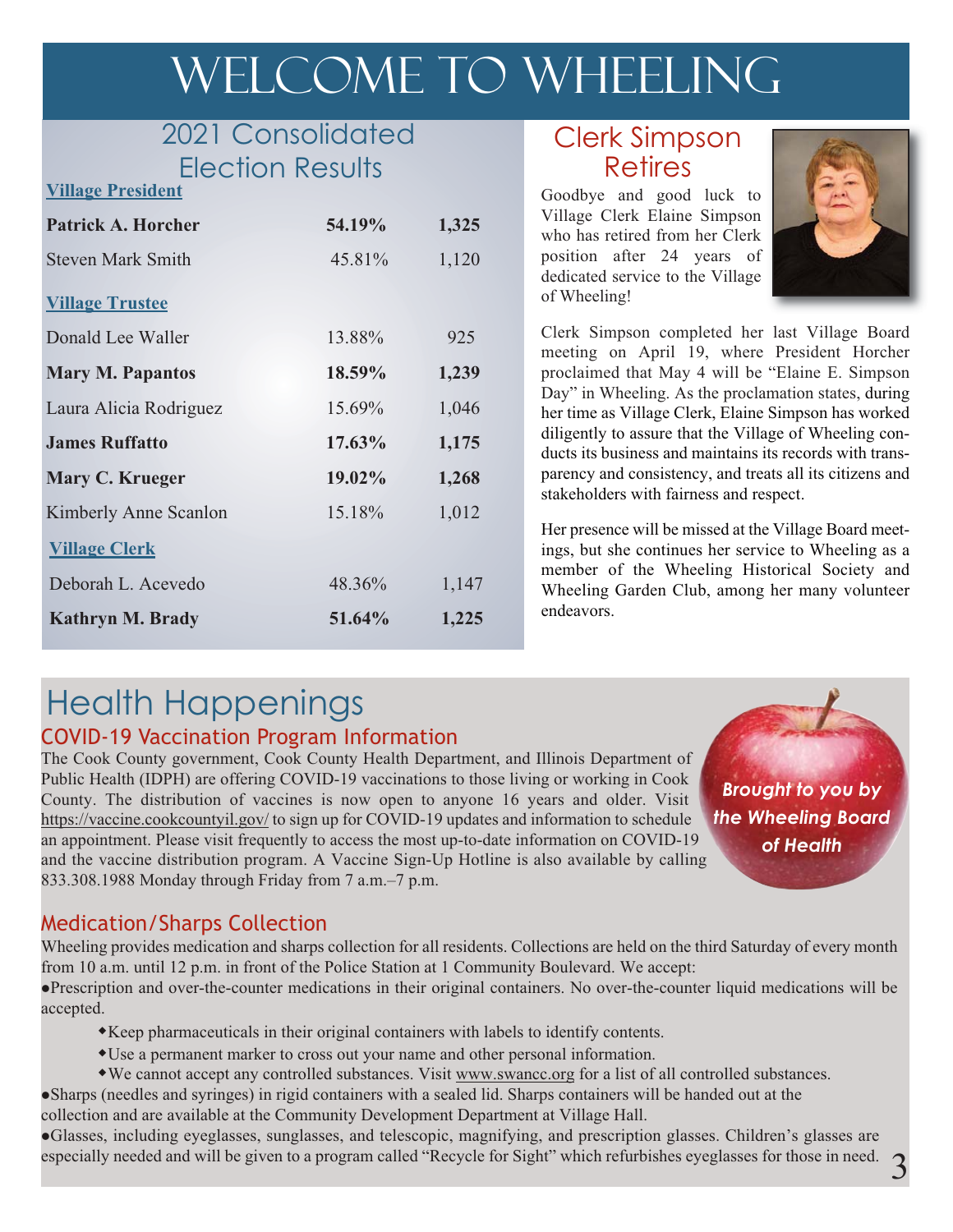# WELCOME TO WHEELING

## 2021 Consolidated Election Results

| Village President | | |
|---|---|---|
| **Patrick A. Horcher** | **54.19%** | **1,325** |
| Steven Mark Smith | 45.81% | 1,120 |
| **Village Trustee** | | |
| Donald Lee Waller | 13.88% | 925 |
| **Mary M. Papantos** | **18.59%** | **1,239** |
| Laura Alicia Rodriguez | 15.69% | 1,046 |
| **James Ruffatto** | **17.63%** | **1,175** |
| **Mary C. Krueger** | **19.02%** | **1,268** |
| Kimberly Anne Scanlon | 15.18% | 1,012 |
| **Village Clerk** | | |
| Deborah L. Acevedo | 48.36% | 1,147 |
| **Kathryn M. Brady** | **51.64%** | **1,225** |

## Clerk Simpson Retires

Goodbye and good luck to Village Clerk Elaine Simpson who has retired from her Clerk position after 24 years of dedicated service to the Village of Wheeling!

Clerk Simpson completed her last Village Board meeting on April 19, where President Horcher proclaimed that May 4 will be "Elaine E. Simpson Day" in Wheeling. As the proclamation states, during her time as Village Clerk, Elaine Simpson has worked diligently to assure that the Village of Wheeling conducts its business and maintains its records with transparency and consistency, and treats all its citizens and stakeholders with fairness and respect.

Her presence will be missed at the Village Board meetings, but she continues her service to Wheeling as a member of the Wheeling Historical Society and Wheeling Garden Club, among her many volunteer endeavors.

# Health Happenings

***Brought to you by the Wheeling Board of Health***

### COVID-19 Vaccination Program Information

The Cook County government, Cook County Health Department, and Illinois Department of Public Health (IDPH) are offering COVID-19 vaccinations to those living or working in Cook County. The distribution of vaccines is now open to anyone 16 years and older. Visit https://vaccine.cookcountyil.gov/ to sign up for COVID-19 updates and information to schedule an appointment. Please visit frequently to access the most up-to-date information on COVID-19 and the vaccine distribution program. A Vaccine Sign-Up Hotline is also available by calling 833.308.1988 Monday through Friday from 7 a.m.–7 p.m.

### Medication/Sharps Collection

Wheeling provides medication and sharps collection for all residents. Collections are held on the third Saturday of every month from 10 a.m. until 12 p.m. in front of the Police Station at 1 Community Boulevard. We accept:

- Prescription and over-the-counter medications in their original containers. No over-the-counter liquid medications will be accepted.
  - Keep pharmaceuticals in their original containers with labels to identify contents.
  - Use a permanent marker to cross out your name and other personal information.
  - We cannot accept any controlled substances. Visit www.swancc.org for a list of all controlled substances.
- Sharps (needles and syringes) in rigid containers with a sealed lid. Sharps containers will be handed out at the collection and are available at the Community Development Department at Village Hall.
- Glasses, including eyeglasses, sunglasses, and telescopic, magnifying, and prescription glasses. Children's glasses are especially needed and will be given to a program called "Recycle for Sight" which refurbishes eyeglasses for those in need.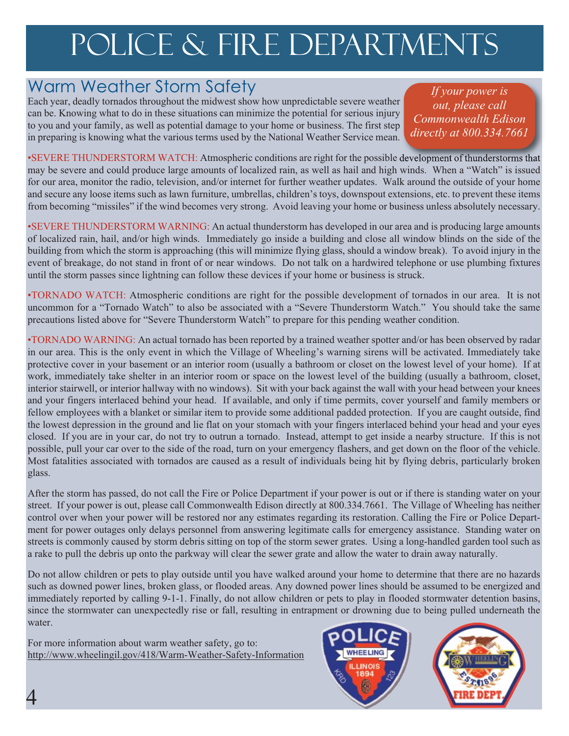# Police & Fire Departments

## Warm Weather Storm Safety

Each year, deadly tornados throughout the midwest show how unpredictable severe weather can be. Knowing what to do in these situations can minimize the potential for serious injury to you and your family, as well as potential damage to your home or business. The first step in preparing is knowing what the various terms used by the National Weather Service mean.

*If your power is out, please call Commonwealth Edison directly at 800.334.7661*

•SEVERE THUNDERSTORM WATCH: Atmospheric conditions are right for the possible development of thunderstorms that may be severe and could produce large amounts of localized rain, as well as hail and high winds. When a "Watch" is issued for our area, monitor the radio, television, and/or internet for further weather updates. Walk around the outside of your home and secure any loose items such as lawn furniture, umbrellas, children's toys, downspout extensions, etc. to prevent these items from becoming "missiles" if the wind becomes very strong. Avoid leaving your home or business unless absolutely necessary.

•SEVERE THUNDERSTORM WARNING: An actual thunderstorm has developed in our area and is producing large amounts of localized rain, hail, and/or high winds. Immediately go inside a building and close all window blinds on the side of the building from which the storm is approaching (this will minimize flying glass, should a window break). To avoid injury in the event of breakage, do not stand in front of or near windows. Do not talk on a hardwired telephone or use plumbing fixtures until the storm passes since lightning can follow these devices if your home or business is struck.

•TORNADO WATCH: Atmospheric conditions are right for the possible development of tornados in our area. It is not uncommon for a "Tornado Watch" to also be associated with a "Severe Thunderstorm Watch." You should take the same precautions listed above for "Severe Thunderstorm Watch" to prepare for this pending weather condition.

•TORNADO WARNING: An actual tornado has been reported by a trained weather spotter and/or has been observed by radar in our area. This is the only event in which the Village of Wheeling's warning sirens will be activated. Immediately take protective cover in your basement or an interior room (usually a bathroom or closet on the lowest level of your home). If at work, immediately take shelter in an interior room or space on the lowest level of the building (usually a bathroom, closet, interior stairwell, or interior hallway with no windows). Sit with your back against the wall with your head between your knees and your fingers interlaced behind your head. If available, and only if time permits, cover yourself and family members or fellow employees with a blanket or similar item to provide some additional padded protection. If you are caught outside, find the lowest depression in the ground and lie flat on your stomach with your fingers interlaced behind your head and your eyes closed. If you are in your car, do not try to outrun a tornado. Instead, attempt to get inside a nearby structure. If this is not possible, pull your car over to the side of the road, turn on your emergency flashers, and get down on the floor of the vehicle. Most fatalities associated with tornados are caused as a result of individuals being hit by flying debris, particularly broken glass.

After the storm has passed, do not call the Fire or Police Department if your power is out or if there is standing water on your street. If your power is out, please call Commonwealth Edison directly at 800.334.7661. The Village of Wheeling has neither control over when your power will be restored nor any estimates regarding its restoration. Calling the Fire or Police Department for power outages only delays personnel from answering legitimate calls for emergency assistance. Standing water on streets is commonly caused by storm debris sitting on top of the storm sewer grates. Using a long-handled garden tool such as a rake to pull the debris up onto the parkway will clear the sewer grate and allow the water to drain away naturally.

Do not allow children or pets to play outside until you have walked around your home to determine that there are no hazards such as downed power lines, broken glass, or flooded areas. Any downed power lines should be assumed to be energized and immediately reported by calling 9-1-1. Finally, do not allow children or pets to play in flooded stormwater detention basins, since the stormwater can unexpectedly rise or fall, resulting in entrapment or drowning due to being pulled underneath the water.

For more information about warm weather safety, go to:
http://www.wheelingil.gov/418/Warm-Weather-Safety-Information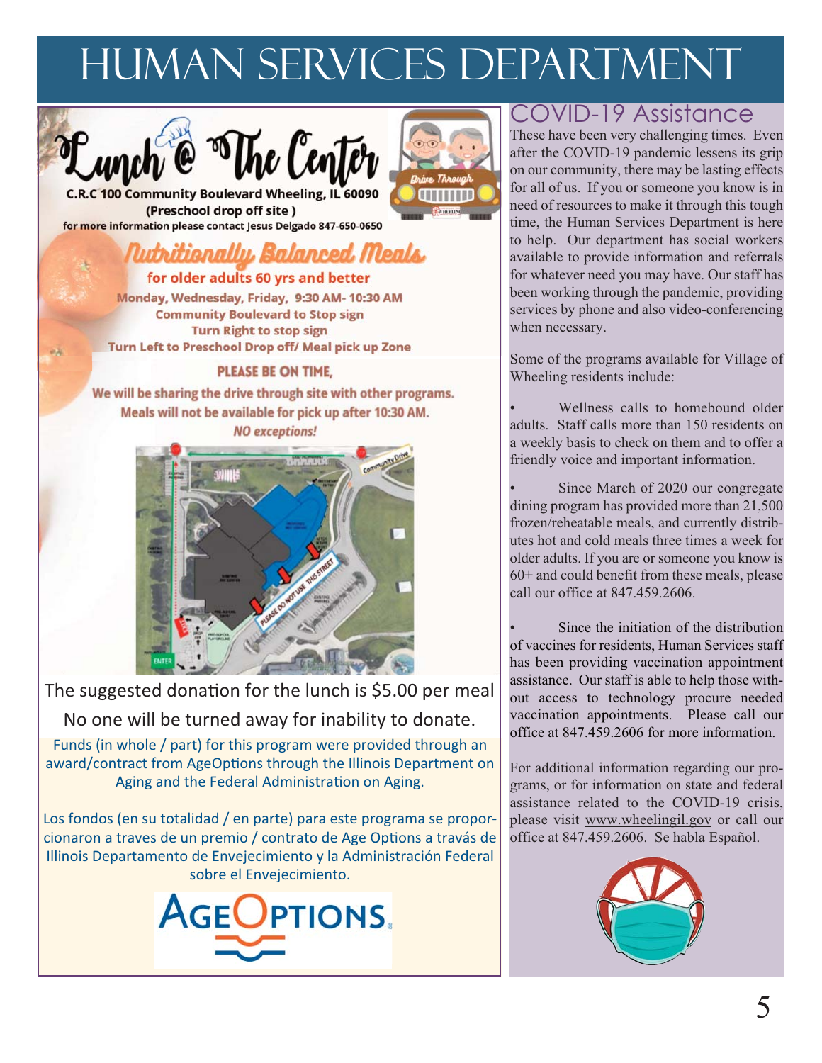# HUMAN SERVICES DEPARTMENT

## Lunch @ The Center

**C.R.C 100 Community Boulevard Wheeling, IL 60090**
**(Preschool drop off site )**
**for more information please contact Jesus Delgado 847-650-0650**

### Nutritionally Balanced Meals

**for older adults 60 yrs and better**

**Monday, Wednesday, Friday, 9:30 AM- 10:30 AM**
**Community Boulevard to Stop sign**
**Turn Right to stop sign**
**Turn Left to Preschool Drop off/ Meal pick up Zone**

**PLEASE BE ON TIME,**
**We will be sharing the drive through site with other programs.**
**Meals will not be available for pick up after 10:30 AM.**
***NO exceptions!***

The suggested donation for the lunch is $5.00 per meal

No one will be turned away for inability to donate.

Funds (in whole / part) for this program were provided through an award/contract from AgeOptions through the Illinois Department on Aging and the Federal Administration on Aging.

Los fondos (en su totalidad / en parte) para este programa se proporcionaron a traves de un premio / contrato de Age Options a través de Illinois Departamento de Envejecimiento y la Administración Federal sobre el Envejecimiento.

AgeOptions

## COVID-19 Assistance

These have been very challenging times. Even after the COVID-19 pandemic lessens its grip on our community, there may be lasting effects for all of us. If you or someone you know is in need of resources to make it through this tough time, the Human Services Department is here to help. Our department has social workers available to provide information and referrals for whatever need you may have. Our staff has been working through the pandemic, providing services by phone and also video-conferencing when necessary.

Some of the programs available for Village of Wheeling residents include:

- Wellness calls to homebound older adults. Staff calls more than 150 residents on a weekly basis to check on them and to offer a friendly voice and important information.
- Since March of 2020 our congregate dining program has provided more than 21,500 frozen/reheatable meals, and currently distributes hot and cold meals three times a week for older adults. If you are or someone you know is 60+ and could benefit from these meals, please call our office at 847.459.2606.
- Since the initiation of the distribution of vaccines for residents, Human Services staff has been providing vaccination appointment assistance. Our staff is able to help those without access to technology procure needed vaccination appointments. Please call our office at 847.459.2606 for more information.

For additional information regarding our programs, or for information on state and federal assistance related to the COVID-19 crisis, please visit www.wheelingil.gov or call our office at 847.459.2606. Se habla Español.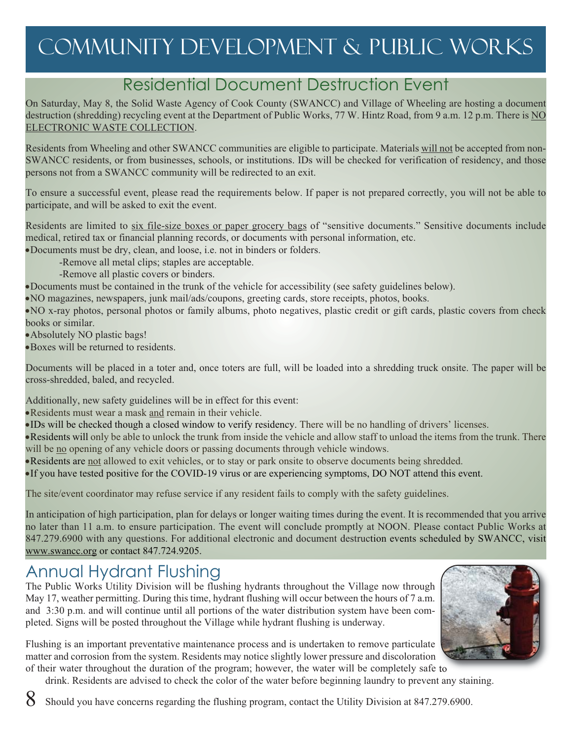# COMMUNITY DEVELOPMENT & PUBLIC WORKS

## Residential Document Destruction Event

On Saturday, May 8, the Solid Waste Agency of Cook County (SWANCC) and Village of Wheeling are hosting a document destruction (shredding) recycling event at the Department of Public Works, 77 W. Hintz Road, from 9 a.m. 12 p.m. There is NO ELECTRONIC WASTE COLLECTION.

Residents from Wheeling and other SWANCC communities are eligible to participate. Materials will not be accepted from non-SWANCC residents, or from businesses, schools, or institutions. IDs will be checked for verification of residency, and those persons not from a SWANCC community will be redirected to an exit.

To ensure a successful event, please read the requirements below. If paper is not prepared correctly, you will not be able to participate, and will be asked to exit the event.

Residents are limited to six file-size boxes or paper grocery bags of "sensitive documents." Sensitive documents include medical, retired tax or financial planning records, or documents with personal information, etc.

- Documents must be dry, clean, and loose, i.e. not in binders or folders.
  - -Remove all metal clips; staples are acceptable.
  - -Remove all plastic covers or binders.
- Documents must be contained in the trunk of the vehicle for accessibility (see safety guidelines below).
- NO magazines, newspapers, junk mail/ads/coupons, greeting cards, store receipts, photos, books.
- NO x-ray photos, personal photos or family albums, photo negatives, plastic credit or gift cards, plastic covers from check books or similar.
- Absolutely NO plastic bags!
- Boxes will be returned to residents.

Documents will be placed in a toter and, once toters are full, will be loaded into a shredding truck onsite. The paper will be cross-shredded, baled, and recycled.

Additionally, new safety guidelines will be in effect for this event:

- Residents must wear a mask and remain in their vehicle.
- IDs will be checked though a closed window to verify residency. There will be no handling of drivers' licenses.
- Residents will only be able to unlock the trunk from inside the vehicle and allow staff to unload the items from the trunk. There will be no opening of any vehicle doors or passing documents through vehicle windows.
- Residents are not allowed to exit vehicles, or to stay or park onsite to observe documents being shredded.
- If you have tested positive for the COVID-19 virus or are experiencing symptoms, DO NOT attend this event.

The site/event coordinator may refuse service if any resident fails to comply with the safety guidelines.

In anticipation of high participation, plan for delays or longer waiting times during the event. It is recommended that you arrive no later than 11 a.m. to ensure participation. The event will conclude promptly at NOON. Please contact Public Works at 847.279.6900 with any questions. For additional electronic and document destruction events scheduled by SWANCC, visit www.swancc.org or contact 847.724.9205.

## Annual Hydrant Flushing

The Public Works Utility Division will be flushing hydrants throughout the Village now through May 17, weather permitting. During this time, hydrant flushing will occur between the hours of 7 a.m. and 3:30 p.m. and will continue until all portions of the water distribution system have been completed. Signs will be posted throughout the Village while hydrant flushing is underway.

Flushing is an important preventative maintenance process and is undertaken to remove particulate matter and corrosion from the system. Residents may notice slightly lower pressure and discoloration of their water throughout the duration of the program; however, the water will be completely safe to drink. Residents are advised to check the color of the water before beginning laundry to prevent any staining.

Should you have concerns regarding the flushing program, contact the Utility Division at 847.279.6900.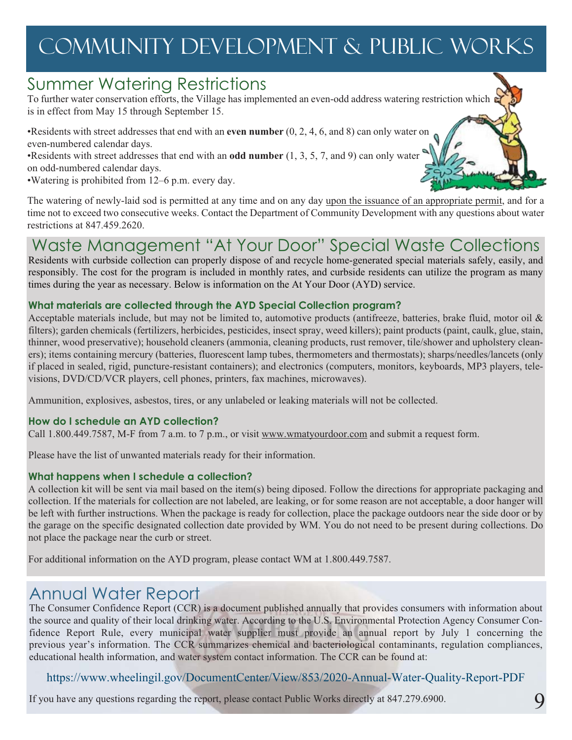# Community Development & Public Works

## Summer Watering Restrictions

To further water conservation efforts, the Village has implemented an even-odd address watering restriction which is in effect from May 15 through September 15.

- Residents with street addresses that end with an **even number** (0, 2, 4, 6, and 8) can only water on even-numbered calendar days.
- Residents with street addresses that end with an **odd number** (1, 3, 5, 7, and 9) can only water on odd-numbered calendar days.
- Watering is prohibited from 12–6 p.m. every day.

The watering of newly-laid sod is permitted at any time and on any day upon the issuance of an appropriate permit, and for a time not to exceed two consecutive weeks. Contact the Department of Community Development with any questions about water restrictions at 847.459.2620.

## Waste Management "At Your Door" Special Waste Collections

Residents with curbside collection can properly dispose of and recycle home-generated special materials safely, easily, and responsibly. The cost for the program is included in monthly rates, and curbside residents can utilize the program as many times during the year as necessary. Below is information on the At Your Door (AYD) service.

### What materials are collected through the AYD Special Collection program?

Acceptable materials include, but may not be limited to, automotive products (antifreeze, batteries, brake fluid, motor oil & filters); garden chemicals (fertilizers, herbicides, pesticides, insect spray, weed killers); paint products (paint, caulk, glue, stain, thinner, wood preservative); household cleaners (ammonia, cleaning products, rust remover, tile/shower and upholstery cleaners); items containing mercury (batteries, fluorescent lamp tubes, thermometers and thermostats); sharps/needles/lancets (only if placed in sealed, rigid, puncture-resistant containers); and electronics (computers, monitors, keyboards, MP3 players, televisions, DVD/CD/VCR players, cell phones, printers, fax machines, microwaves).

Ammunition, explosives, asbestos, tires, or any unlabeled or leaking materials will not be collected.

### How do I schedule an AYD collection?

Call 1.800.449.7587, M-F from 7 a.m. to 7 p.m., or visit www.wmatyourdoor.com and submit a request form.

Please have the list of unwanted materials ready for their information.

### What happens when I schedule a collection?

A collection kit will be sent via mail based on the item(s) being diposed. Follow the directions for appropriate packaging and collection. If the materials for collection are not labeled, are leaking, or for some reason are not acceptable, a door hanger will be left with further instructions. When the package is ready for collection, place the package outdoors near the side door or by the garage on the specific designated collection date provided by WM. You do not need to be present during collections. Do not place the package near the curb or street.

For additional information on the AYD program, please contact WM at 1.800.449.7587.

## Annual Water Report

The Consumer Confidence Report (CCR) is a document published annually that provides consumers with information about the source and quality of their local drinking water. According to the U.S. Environmental Protection Agency Consumer Confidence Report Rule, every municipal water supplier must provide an annual report by July 1 concerning the previous year's information. The CCR summarizes chemical and bacteriological contaminants, regulation compliances, educational health information, and water system contact information. The CCR can be found at:

https://www.wheelingil.gov/DocumentCenter/View/853/2020-Annual-Water-Quality-Report-PDF

If you have any questions regarding the report, please contact Public Works directly at 847.279.6900.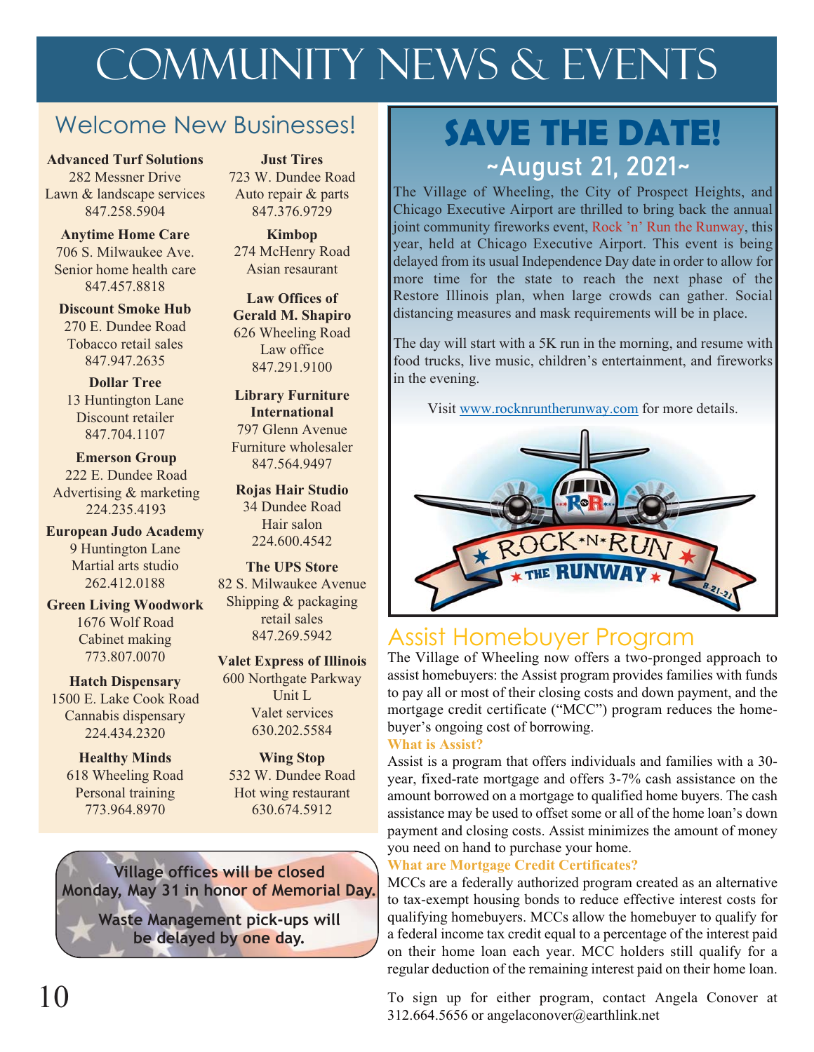# Community News & Events

## Welcome New Businesses!

**Advanced Turf Solutions**
282 Messner Drive
Lawn & landscape services
847.258.5904

**Anytime Home Care**
706 S. Milwaukee Ave.
Senior home health care
847.457.8818

**Discount Smoke Hub**
270 E. Dundee Road
Tobacco retail sales
847.947.2635

**Dollar Tree**
13 Huntington Lane
Discount retailer
847.704.1107

**Emerson Group**
222 E. Dundee Road
Advertising & marketing
224.235.4193

**European Judo Academy**
9 Huntington Lane
Martial arts studio
262.412.0188

**Green Living Woodwork**
1676 Wolf Road
Cabinet making
773.807.0070

**Hatch Dispensary**
1500 E. Lake Cook Road
Cannabis dispensary
224.434.2320

**Healthy Minds**
618 Wheeling Road
Personal training
773.964.8970

**Just Tires**
723 W. Dundee Road
Auto repair & parts
847.376.9729

**Kimbop**
274 McHenry Road
Asian resaurant

**Law Offices of Gerald M. Shapiro**
626 Wheeling Road
Law office
847.291.9100

**Library Furniture International**
797 Glenn Avenue
Furniture wholesaler
847.564.9497

**Rojas Hair Studio**
34 Dundee Road
Hair salon
224.600.4542

**The UPS Store**
82 S. Milwaukee Avenue
Shipping & packaging retail sales
847.269.5942

**Valet Express of Illinois**
600 Northgate Parkway
Unit L
Valet services
630.202.5584

**Wing Stop**
532 W. Dundee Road
Hot wing restaurant
630.674.5912

**Village offices will be closed Monday, May 31 in honor of Memorial Day.**

**Waste Management pick-ups will be delayed by one day.**

## SAVE THE DATE!

### ~August 21, 2021~

The Village of Wheeling, the City of Prospect Heights, and Chicago Executive Airport are thrilled to bring back the annual joint community fireworks event, Rock 'n' Run the Runway, this year, held at Chicago Executive Airport. This event is being delayed from its usual Independence Day date in order to allow for more time for the state to reach the next phase of the Restore Illinois plan, when large crowds can gather. Social distancing measures and mask requirements will be in place.

The day will start with a 5K run in the morning, and resume with food trucks, live music, children's entertainment, and fireworks in the evening.

Visit www.rocknruntherunway.com for more details.

## Assist Homebuyer Program

The Village of Wheeling now offers a two-pronged approach to assist homebuyers: the Assist program provides families with funds to pay all or most of their closing costs and down payment, and the mortgage credit certificate ("MCC") program reduces the homebuyer's ongoing cost of borrowing.

**What is Assist?**

Assist is a program that offers individuals and families with a 30-year, fixed-rate mortgage and offers 3-7% cash assistance on the amount borrowed on a mortgage to qualified home buyers. The cash assistance may be used to offset some or all of the home loan's down payment and closing costs. Assist minimizes the amount of money you need on hand to purchase your home.

**What are Mortgage Credit Certificates?**

MCCs are a federally authorized program created as an alternative to tax-exempt housing bonds to reduce effective interest costs for qualifying homebuyers. MCCs allow the homebuyer to qualify for a federal income tax credit equal to a percentage of the interest paid on their home loan each year. MCC holders still qualify for a regular deduction of the remaining interest paid on their home loan.

To sign up for either program, contact Angela Conover at 312.664.5656 or angelaconover@earthlink.net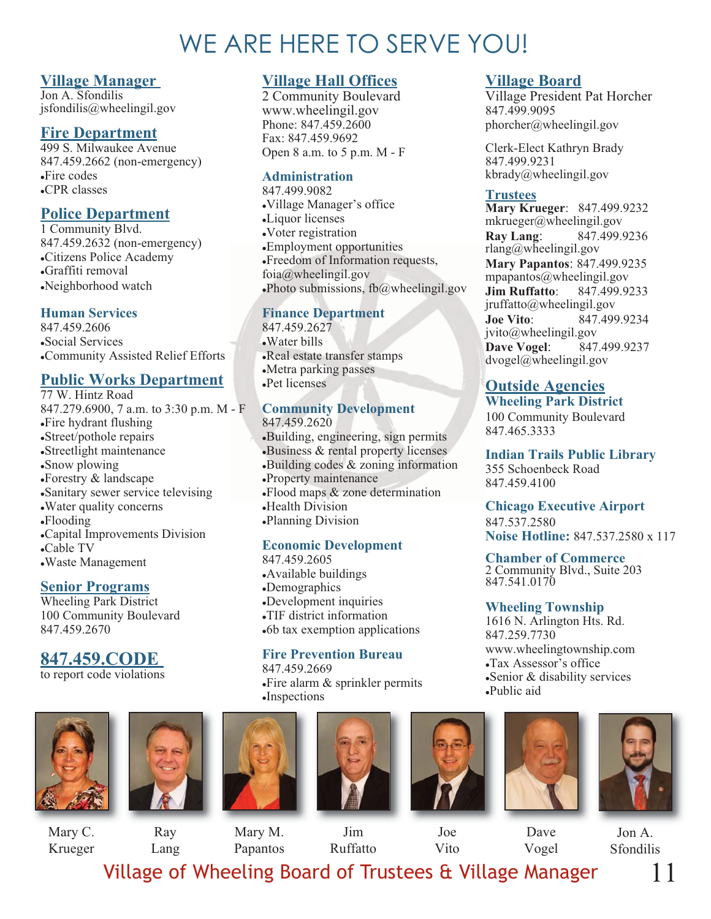# WE ARE HERE TO SERVE YOU!

## Village Manager

Jon A. Sfondilis
jsfondilis@wheelingil.gov

## Fire Department

499 S. Milwaukee Avenue
847.459.2662 (non-emergency)

- Fire codes
- CPR classes

## Police Department

1 Community Blvd.
847.459.2632 (non-emergency)

- Citizens Police Academy
- Graffiti removal
- Neighborhood watch

### Human Services

847.459.2606

- Social Services
- Community Assisted Relief Efforts

## Public Works Department

77 W. Hintz Road
847.279.6900, 7 a.m. to 3:30 p.m. M - F

- Fire hydrant flushing
- Street/pothole repairs
- Streetlight maintenance
- Snow plowing
- Forestry & landscape
- Sanitary sewer service televising
- Water quality concerns
- Flooding
- Capital Improvements Division
- Cable TV
- Waste Management

## Senior Programs

Wheeling Park District
100 Community Boulevard
847.459.2670

## 847.459.CODE

to report code violations

## Village Hall Offices

2 Community Boulevard
www.wheelingil.gov
Phone: 847.459.2600
Fax: 847.459.9692
Open 8 a.m. to 5 p.m. M - F

### Administration

847.499.9082

- Village Manager's office
- Liquor licenses
- Voter registration
- Employment opportunities
- Freedom of Information requests, foia@wheelingil.gov
- Photo submissions, fb@wheelingil.gov

### Finance Department

847.459.2627

- Water bills
- Real estate transfer stamps
- Metra parking passes
- Pet licenses

### Community Development

847.459.2620

- Building, engineering, sign permits
- Business & rental property licenses
- Building codes & zoning information
- Property maintenance
- Flood maps & zone determination
- Health Division
- Planning Division

### Economic Development

847.459.2605

- Available buildings
- Demographics
- Development inquiries
- TIF district information
- 6b tax exemption applications

### Fire Prevention Bureau

847.459.2669

- Fire alarm & sprinkler permits
- Inspections

## Village Board

Village President Pat Horcher
847.499.9095
phorcher@wheelingil.gov

Clerk-Elect Kathryn Brady
847.499.9231
kbrady@wheelingil.gov

### Trustees

**Mary Krueger**: 847.499.9232
mkrueger@wheelingil.gov

**Ray Lang**: 847.499.9236
rlang@wheelingil.gov

**Mary Papantos**: 847.499.9235
mpapantos@wheelingil.gov

**Jim Ruffatto**: 847.499.9233
jruffatto@wheelingil.gov

**Joe Vito**: 847.499.9234
jvito@wheelingil.gov

**Dave Vogel**: 847.499.9237
dvogel@wheelingil.gov

## Outside Agencies

### Wheeling Park District

100 Community Boulevard
847.465.3333

### Indian Trails Public Library

355 Schoenbeck Road
847.459.4100

### Chicago Executive Airport

847.537.2580
**Noise Hotline:** 847.537.2580 x 117

### Chamber of Commerce

2 Community Blvd., Suite 203
847.541.0170

### Wheeling Township

1616 N. Arlington Hts. Rd.
847.259.7730
www.wheelingtownship.com

- Tax Assessor's office
- Senior & disability services
- Public aid

Mary C. Krueger | Ray Lang | Mary M. Papantos | Jim Ruffatto | Joe Vito | Dave Vogel | Jon A. Sfondilis

Village of Wheeling Board of Trustees & Village Manager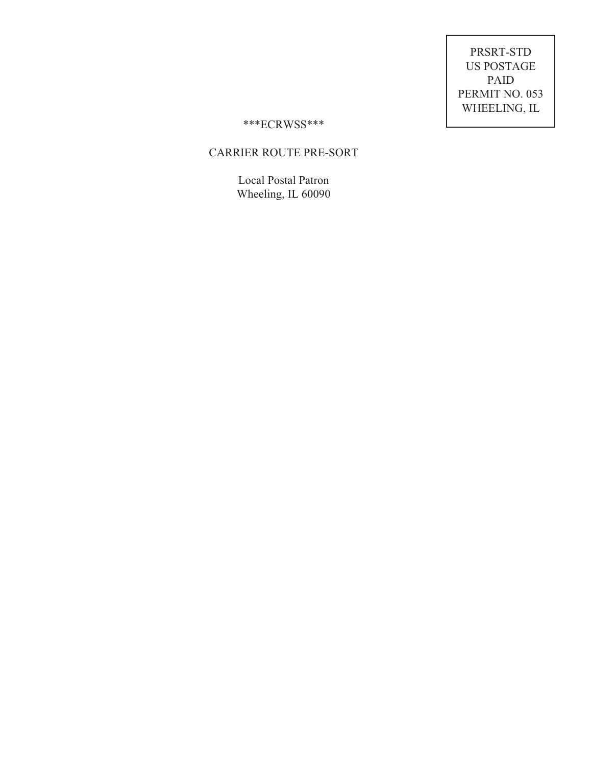PRSRT-STD
US POSTAGE
PAID
PERMIT NO. 053
WHEELING, IL

***ECRWSS***

CARRIER ROUTE PRE-SORT

Local Postal Patron
Wheeling, IL 60090